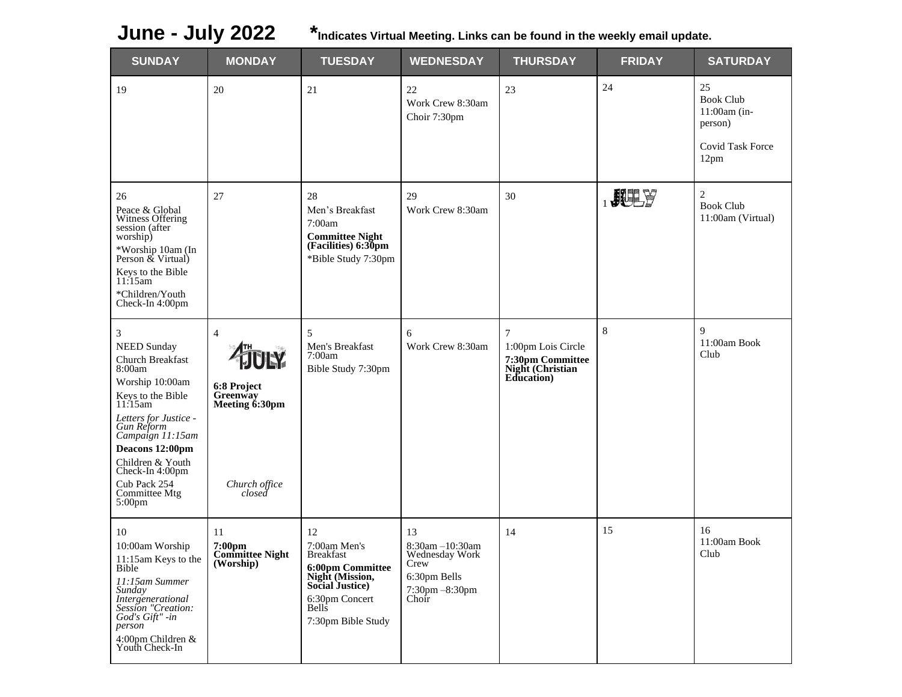# June - July 2022

***Indicates Virtual Meeting. Links can be found in the weekly email update.**

| SUNDAY | MONDAY | TUESDAY | WEDNESDAY | THURSDAY | FRIDAY | SATURDAY |
|---|---|---|---|---|---|---|
| 19 | 20 | 21 | 22<br>Work Crew 8:30am<br>Choir 7:30pm | 23 | 24 | 25<br>Book Club 11:00am (in-person)<br>Covid Task Force 12pm |
| 26<br>Peace & Global Witness Offering session (after worship)<br>*Worship 10am (In Person & Virtual)<br>Keys to the Bible 11:15am<br>*Children/Youth Check-In 4:00pm | 27 | 28<br>Men's Breakfast 7:00am<br>**Committee Night (Facilities) 6:30pm**<br>*Bible Study 7:30pm | 29<br>Work Crew 8:30am | 30 | 1 JULY | 2<br>Book Club 11:00am (Virtual) |
| 3<br>NEED Sunday<br>Church Breakfast 8:00am<br>Worship 10:00am<br>Keys to the Bible 11:15am<br>*Letters for Justice - Gun Reform Campaign 11:15am*<br>**Deacons 12:00pm**<br>Children & Youth Check-In 4:00pm<br>Cub Pack 254 Committee Mtg 5:00pm | 4<br>4TH JULY<br>**6:8 Project Greenway Meeting 6:30pm**<br>*Church office closed* | 5<br>Men's Breakfast 7:00am<br>Bible Study 7:30pm | 6<br>Work Crew 8:30am | 7<br>1:00pm Lois Circle<br>**7:30pm Committee Night (Christian Education)** | 8 | 9<br>11:00am Book Club |
| 10<br>10:00am Worship<br>11:15am Keys to the Bible<br>*11:15am Summer Sunday Intergenerational Session "Creation: God's Gift" -in person*<br>4:00pm Children & Youth Check-In | 11<br>**7:00pm Committee Night (Worship)** | 12<br>7:00am Men's Breakfast<br>**6:00pm Committee Night (Mission, Social Justice)**<br>6:30pm Concert Bells<br>7:30pm Bible Study | 13<br>8:30am –10:30am Wednesday Work Crew<br>6:30pm Bells<br>7:30pm –8:30pm Choir | 14 | 15 | 16<br>11:00am Book Club |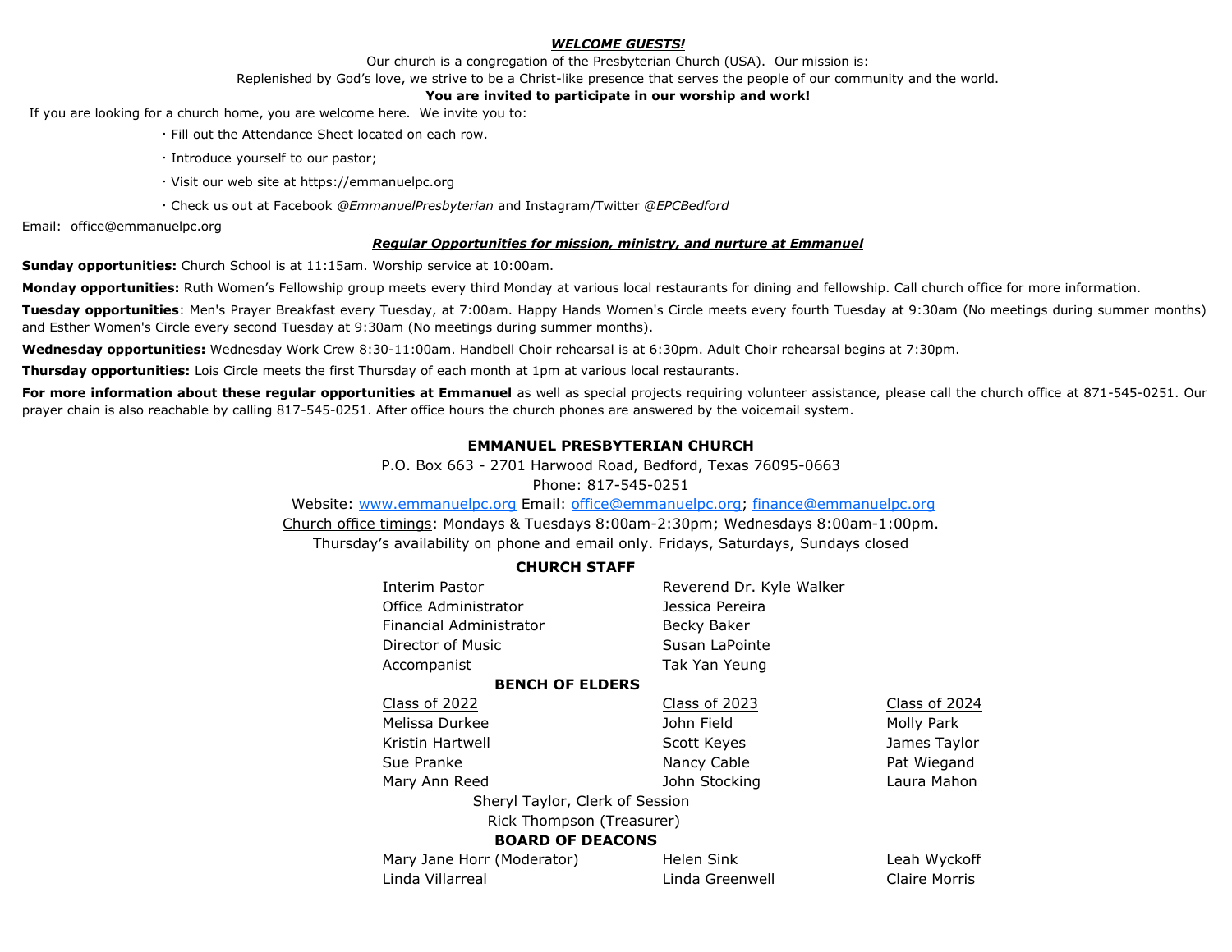***WELCOME GUESTS!***

Our church is a congregation of the Presbyterian Church (USA). Our mission is:

Replenished by God's love, we strive to be a Christ-like presence that serves the people of our community and the world.

**You are invited to participate in our worship and work!**

If you are looking for a church home, you are welcome here. We invite you to:

- Fill out the Attendance Sheet located on each row.
- Introduce yourself to our pastor;
- Visit our web site at https://emmanuelpc.org
- Check us out at Facebook *@EmmanuelPresbyterian* and Instagram/Twitter *@EPCBedford*

Email: office@emmanuelpc.org

***Regular Opportunities for mission, ministry, and nurture at Emmanuel***

**Sunday opportunities:** Church School is at 11:15am. Worship service at 10:00am.

**Monday opportunities:** Ruth Women's Fellowship group meets every third Monday at various local restaurants for dining and fellowship. Call church office for more information.

**Tuesday opportunities**: Men's Prayer Breakfast every Tuesday, at 7:00am. Happy Hands Women's Circle meets every fourth Tuesday at 9:30am (No meetings during summer months) and Esther Women's Circle every second Tuesday at 9:30am (No meetings during summer months).

**Wednesday opportunities:** Wednesday Work Crew 8:30-11:00am. Handbell Choir rehearsal is at 6:30pm. Adult Choir rehearsal begins at 7:30pm.

**Thursday opportunities:** Lois Circle meets the first Thursday of each month at 1pm at various local restaurants.

**For more information about these regular opportunities at Emmanuel** as well as special projects requiring volunteer assistance, please call the church office at 871-545-0251. Our prayer chain is also reachable by calling 817-545-0251. After office hours the church phones are answered by the voicemail system.

**EMMANUEL PRESBYTERIAN CHURCH**

P.O. Box 663 - 2701 Harwood Road, Bedford, Texas 76095-0663

Phone: 817-545-0251

Website: www.emmanuelpc.org Email: office@emmanuelpc.org; finance@emmanuelpc.org

Church office timings: Mondays & Tuesdays 8:00am-2:30pm; Wednesdays 8:00am-1:00pm.

Thursday's availability on phone and email only. Fridays, Saturdays, Sundays closed

**CHURCH STAFF**

| | |
|---|---|
| Interim Pastor | Reverend Dr. Kyle Walker |
| Office Administrator | Jessica Pereira |
| Financial Administrator | Becky Baker |
| Director of Music | Susan LaPointe |
| Accompanist | Tak Yan Yeung |

**BENCH OF ELDERS**

| Class of 2022 | Class of 2023 | Class of 2024 |
|---|---|---|
| Melissa Durkee | John Field | Molly Park |
| Kristin Hartwell | Scott Keyes | James Taylor |
| Sue Pranke | Nancy Cable | Pat Wiegand |
| Mary Ann Reed | John Stocking | Laura Mahon |

Sheryl Taylor, Clerk of Session

Rick Thompson (Treasurer)

**BOARD OF DEACONS**

| | | |
|---|---|---|
| Mary Jane Horr (Moderator) | Helen Sink | Leah Wyckoff |
| Linda Villarreal | Linda Greenwell | Claire Morris |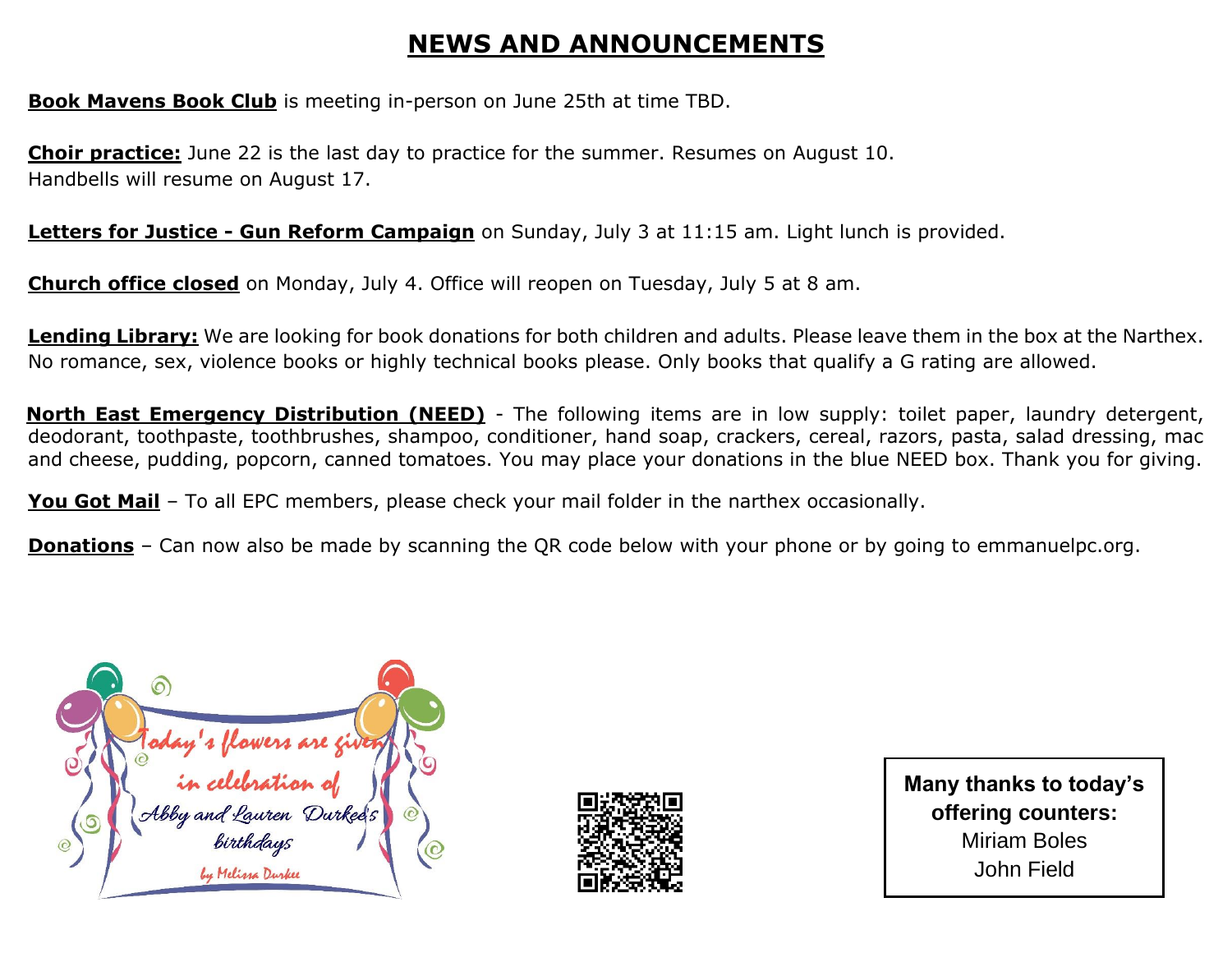# NEWS AND ANNOUNCEMENTS

**Book Mavens Book Club** is meeting in-person on June 25th at time TBD.

**Choir practice:** June 22 is the last day to practice for the summer. Resumes on August 10. Handbells will resume on August 17.

**Letters for Justice - Gun Reform Campaign** on Sunday, July 3 at 11:15 am. Light lunch is provided.

**Church office closed** on Monday, July 4. Office will reopen on Tuesday, July 5 at 8 am.

**Lending Library:** We are looking for book donations for both children and adults. Please leave them in the box at the Narthex. No romance, sex, violence books or highly technical books please. Only books that qualify a G rating are allowed.

**North East Emergency Distribution (NEED)** - The following items are in low supply: toilet paper, laundry detergent, deodorant, toothpaste, toothbrushes, shampoo, conditioner, hand soap, crackers, cereal, razors, pasta, salad dressing, mac and cheese, pudding, popcorn, canned tomatoes. You may place your donations in the blue NEED box. Thank you for giving.

**You Got Mail** – To all EPC members, please check your mail folder in the narthex occasionally.

**Donations** – Can now also be made by scanning the QR code below with your phone or by going to emmanuelpc.org.

Today's flowers are given in celebration of Abby and Lauren Durkee's birthdays

by Melissa Durkee

**Many thanks to today's offering counters:**
Miriam Boles
John Field